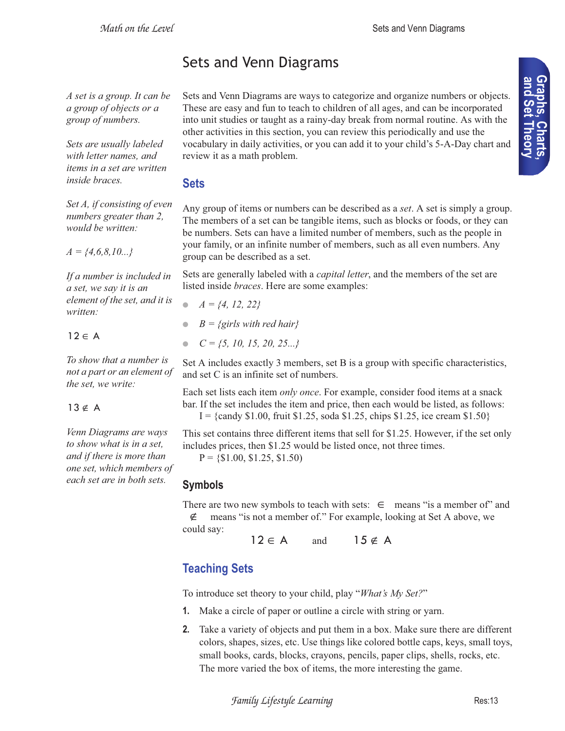# Sets and Venn Diagrams

*A set is a group. It can be a group of objects or a group of numbers.*

*Sets are usually labeled with letter names, and items in a set are written inside braces.*

*Set A, if consisting of even numbers greater than 2, would be written:*

*A = {4,6,8,10...}*

*If a number is included in a set, we say it is an element of the set, and it is written:*

$12 \in A$

*To show that a number is not a part or an element of the set, we write:*

$13 \notin A$

*Venn Diagrams are ways to show what is in a set, and if there is more than one set, which members of each set are in both sets.*

Sets and Venn Diagrams are ways to categorize and organize numbers or objects. These are easy and fun to teach to children of all ages, and can be incorporated into unit studies or taught as a rainy-day break from normal routine. As with the other activities in this section, you can review this periodically and use the vocabulary in daily activities, or you can add it to your child's 5-A-Day chart and review it as a math problem.

## Sets

Any group of items or numbers can be described as a *set*. A set is simply a group. The members of a set can be tangible items, such as blocks or foods, or they can be numbers. Sets can have a limited number of members, such as the people in your family, or an infinite number of members, such as all even numbers. Any group can be described as a set.

Sets are generally labeled with a *capital letter*, and the members of the set are listed inside *braces*. Here are some examples:

- *A = {4, 12, 22}*
- *B = {girls with red hair}*
- *C = {5, 10, 15, 20, 25...}*

Set A includes exactly 3 members, set B is a group with specific characteristics, and set C is an infinite set of numbers.

Each set lists each item *only once*. For example, consider food items at a snack bar. If the set includes the item and price, then each would be listed, as follows:
I = {candy $1.00, fruit $1.25, soda $1.25, chips $1.25, ice cream $1.50}

This set contains three different items that sell for $1.25. However, if the set only includes prices, then $1.25 would be listed once, not three times.
P = {$1.00, $1.25, $1.50)

### Symbols

There are two new symbols to teach with sets: $\in$ means "is a member of" and $\notin$ means "is not a member of." For example, looking at Set A above, we could say:

$12 \in A$ and $15 \notin A$

## Teaching Sets

To introduce set theory to your child, play "*What's My Set?*"

1. Make a circle of paper or outline a circle with string or yarn.
2. Take a variety of objects and put them in a box. Make sure there are different colors, shapes, sizes, etc. Use things like colored bottle caps, keys, small toys, small books, cards, blocks, crayons, pencils, paper clips, shells, rocks, etc. The more varied the box of items, the more interesting the game.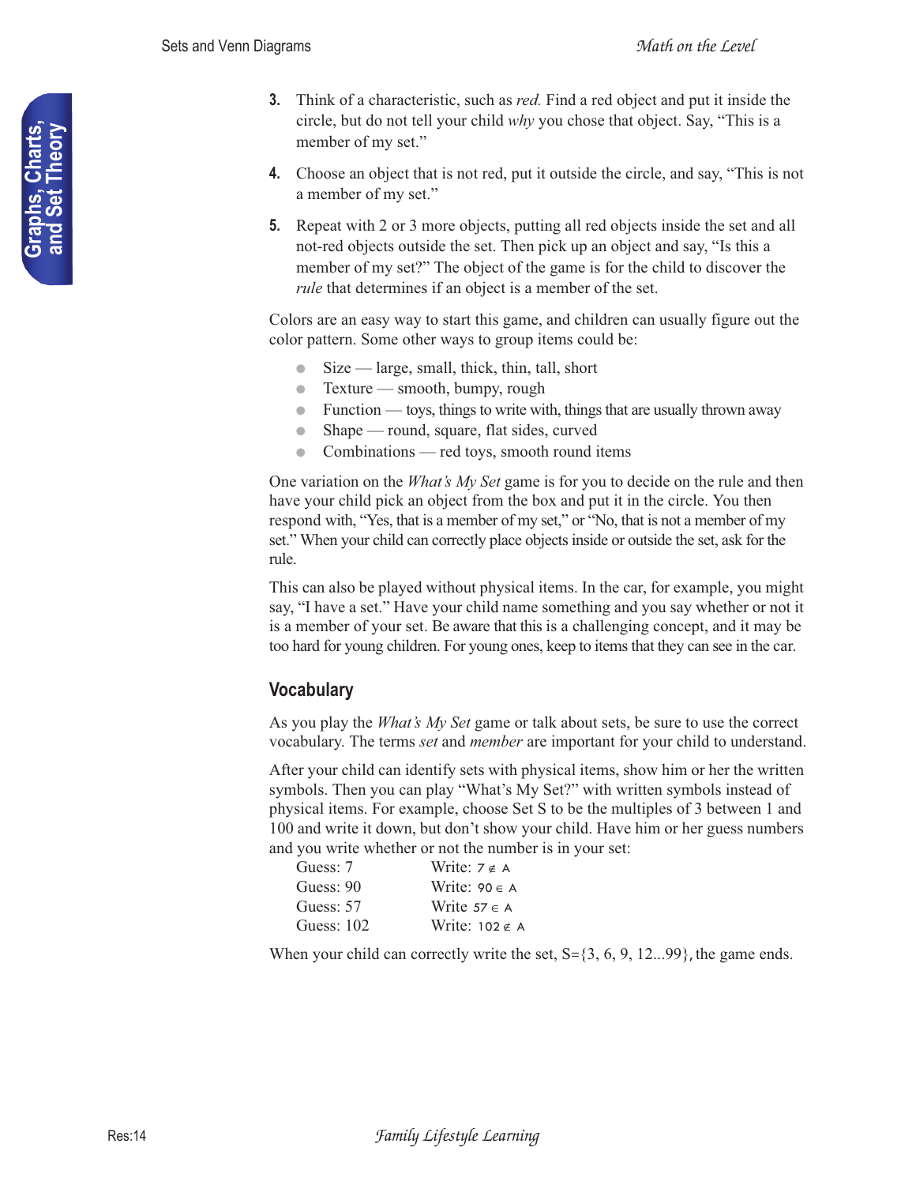3. Think of a characteristic, such as *red.* Find a red object and put it inside the circle, but do not tell your child *why* you chose that object. Say, "This is a member of my set."

4. Choose an object that is not red, put it outside the circle, and say, "This is not a member of my set."

5. Repeat with 2 or 3 more objects, putting all red objects inside the set and all not-red objects outside the set. Then pick up an object and say, "Is this a member of my set?" The object of the game is for the child to discover the *rule* that determines if an object is a member of the set.

Colors are an easy way to start this game, and children can usually figure out the color pattern. Some other ways to group items could be:

- Size — large, small, thick, thin, tall, short
- Texture — smooth, bumpy, rough
- Function — toys, things to write with, things that are usually thrown away
- Shape — round, square, flat sides, curved
- Combinations — red toys, smooth round items

One variation on the *What's My Set* game is for you to decide on the rule and then have your child pick an object from the box and put it in the circle. You then respond with, "Yes, that is a member of my set," or "No, that is not a member of my set." When your child can correctly place objects inside or outside the set, ask for the rule.

This can also be played without physical items. In the car, for example, you might say, "I have a set." Have your child name something and you say whether or not it is a member of your set. Be aware that this is a challenging concept, and it may be too hard for young children. For young ones, keep to items that they can see in the car.

## Vocabulary

As you play the *What's My Set* game or talk about sets, be sure to use the correct vocabulary. The terms *set* and *member* are important for your child to understand.

After your child can identify sets with physical items, show him or her the written symbols. Then you can play "What's My Set?" with written symbols instead of physical items. For example, choose Set S to be the multiples of 3 between 1 and 100 and write it down, but don't show your child. Have him or her guess numbers and you write whether or not the number is in your set:

| | |
|---|---|
| Guess: 7 | Write: $7 \notin A$ |
| Guess: 90 | Write: $90 \in A$ |
| Guess: 57 | Write $57 \in A$ |
| Guess: 102 | Write: $102 \notin A$ |

When your child can correctly write the set, S={3, 6, 9, 12...99}, the game ends.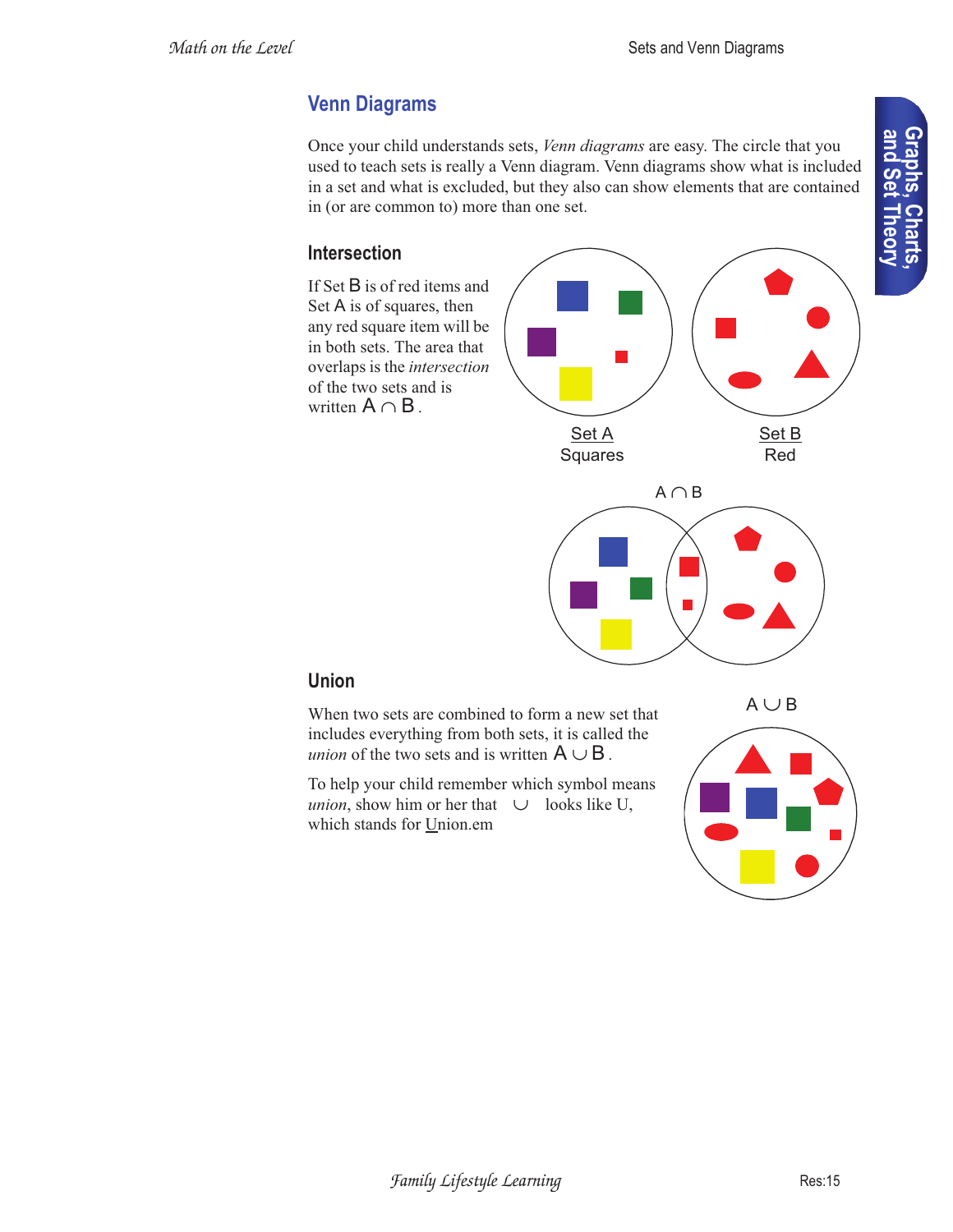## Venn Diagrams

Once your child understands sets, *Venn diagrams* are easy. The circle that you used to teach sets is really a Venn diagram. Venn diagrams show what is included in a set and what is excluded, but they also can show elements that are contained in (or are common to) more than one set.

### Intersection

If Set B is of red items and Set A is of squares, then any red square item will be in both sets. The area that overlaps is the *intersection* of the two sets and is written $A \cap B$.

Set A
Squares

Set B
Red

$A \cap B$

### Union

When two sets are combined to form a new set that includes everything from both sets, it is called the *union* of the two sets and is written $A \cup B$.

To help your child remember which symbol means *union*, show him or her that $\cup$ looks like U, which stands for Union.em

$A \cup B$